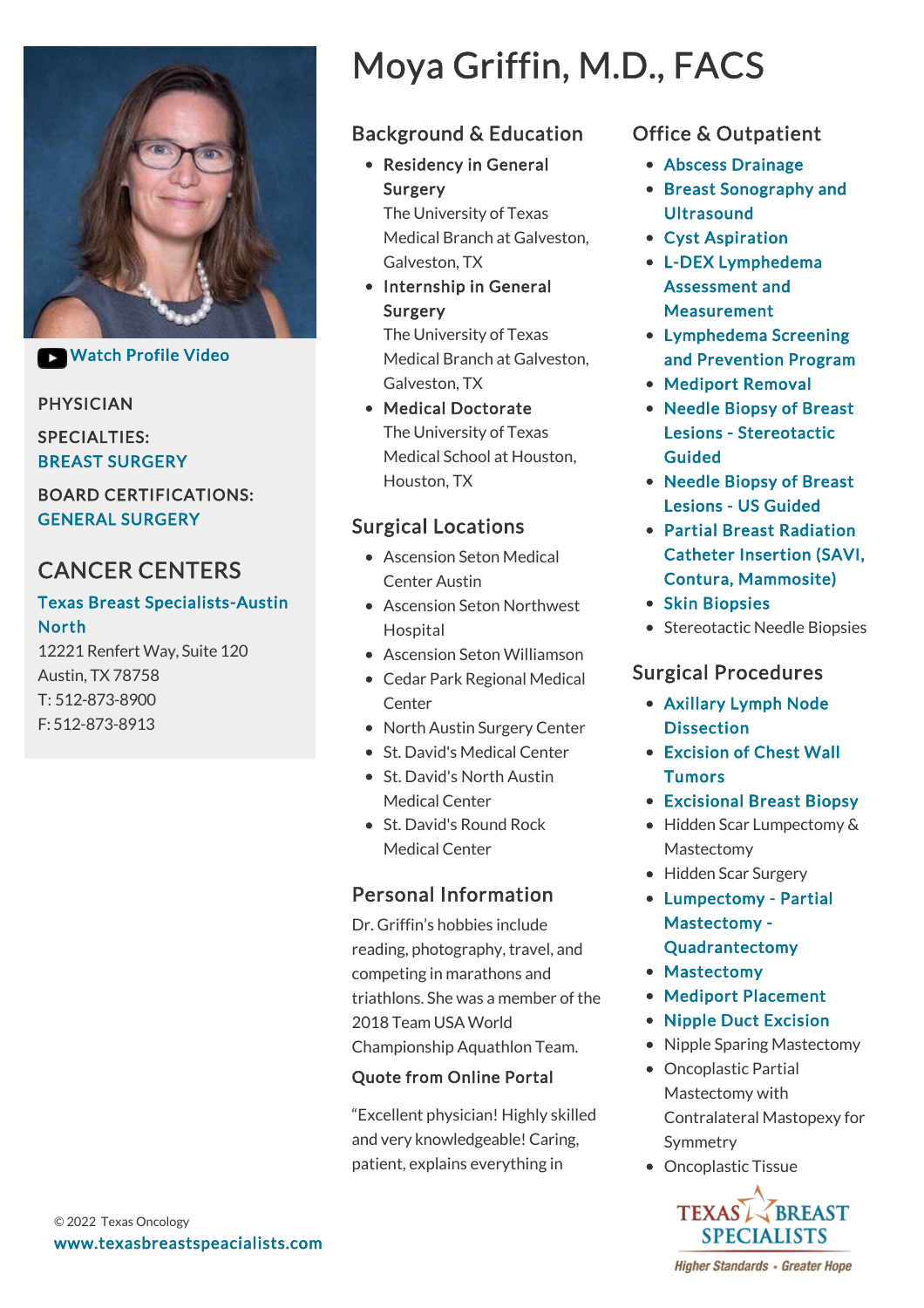# Moya Griffin, M.D., FACS

Watch Profile Video

PHYSICIAN

SPECIALTIES:
BREAST SURGERY

BOARD CERTIFICATIONS:
GENERAL SURGERY

## CANCER CENTERS

**Texas Breast Specialists-Austin North**
12221 Renfert Way, Suite 120
Austin, TX 78758
T: 512-873-8900
F: 512-873-8913

## Background & Education

- **Residency in General Surgery**
  The University of Texas Medical Branch at Galveston, Galveston, TX
- **Internship in General Surgery**
  The University of Texas Medical Branch at Galveston, Galveston, TX
- **Medical Doctorate**
  The University of Texas Medical School at Houston, Houston, TX

## Surgical Locations

- Ascension Seton Medical Center Austin
- Ascension Seton Northwest Hospital
- Ascension Seton Williamson
- Cedar Park Regional Medical Center
- North Austin Surgery Center
- St. David's Medical Center
- St. David's North Austin Medical Center
- St. David's Round Rock Medical Center

## Personal Information

Dr. Griffin's hobbies include reading, photography, travel, and competing in marathons and triathlons. She was a member of the 2018 Team USA World Championship Aquathlon Team.

**Quote from Online Portal**

"Excellent physician! Highly skilled and very knowledgeable! Caring, patient, explains everything in

## Office & Outpatient

- Abscess Drainage
- Breast Sonography and Ultrasound
- Cyst Aspiration
- L-DEX Lymphedema Assessment and Measurement
- Lymphedema Screening and Prevention Program
- Mediport Removal
- Needle Biopsy of Breast Lesions - Stereotactic Guided
- Needle Biopsy of Breast Lesions - US Guided
- Partial Breast Radiation Catheter Insertion (SAVI, Contura, Mammosite)
- Skin Biopsies
- Stereotactic Needle Biopsies

## Surgical Procedures

- Axillary Lymph Node Dissection
- Excision of Chest Wall Tumors
- Excisional Breast Biopsy
- Hidden Scar Lumpectomy & Mastectomy
- Hidden Scar Surgery
- Lumpectomy - Partial Mastectomy - Quadrantectomy
- Mastectomy
- Mediport Placement
- Nipple Duct Excision
- Nipple Sparing Mastectomy
- Oncoplastic Partial Mastectomy with Contralateral Mastopexy for Symmetry
- Oncoplastic Tissue

© 2022 Texas Oncology
www.texasbreastspeacialists.com

TEXAS BREAST SPECIALISTS
*Higher Standards • Greater Hope*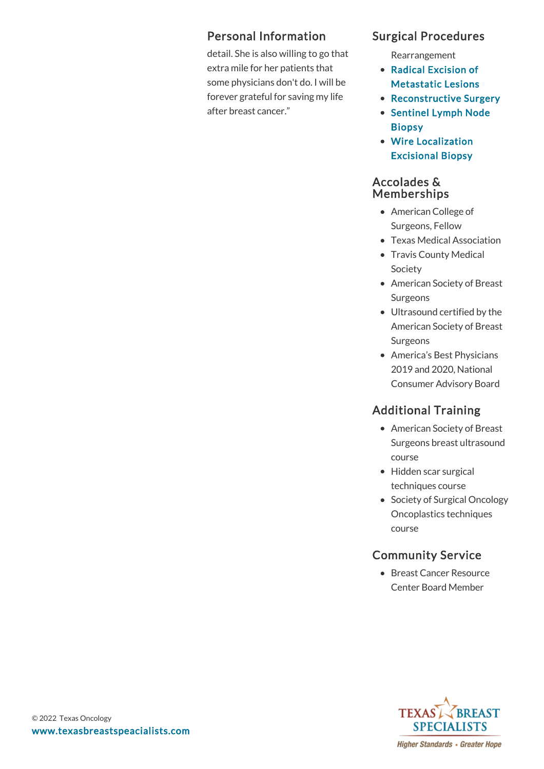## Personal Information

detail. She is also willing to go that extra mile for her patients that some physicians don't do. I will be forever grateful for saving my life after breast cancer."

## Surgical Procedures

Rearrangement

- Radical Excision of Metastatic Lesions
- Reconstructive Surgery
- Sentinel Lymph Node Biopsy
- Wire Localization Excisional Biopsy

## Accolades & Memberships

- American College of Surgeons, Fellow
- Texas Medical Association
- Travis County Medical Society
- American Society of Breast Surgeons
- Ultrasound certified by the American Society of Breast Surgeons
- America's Best Physicians 2019 and 2020, National Consumer Advisory Board

## Additional Training

- American Society of Breast Surgeons breast ultrasound course
- Hidden scar surgical techniques course
- Society of Surgical Oncology Oncoplastics techniques course

## Community Service

- Breast Cancer Resource Center Board Member

© 2022 Texas Oncology
www.texasbreastspeacialists.com

TEXAS BREAST SPECIALISTS
Higher Standards • Greater Hope